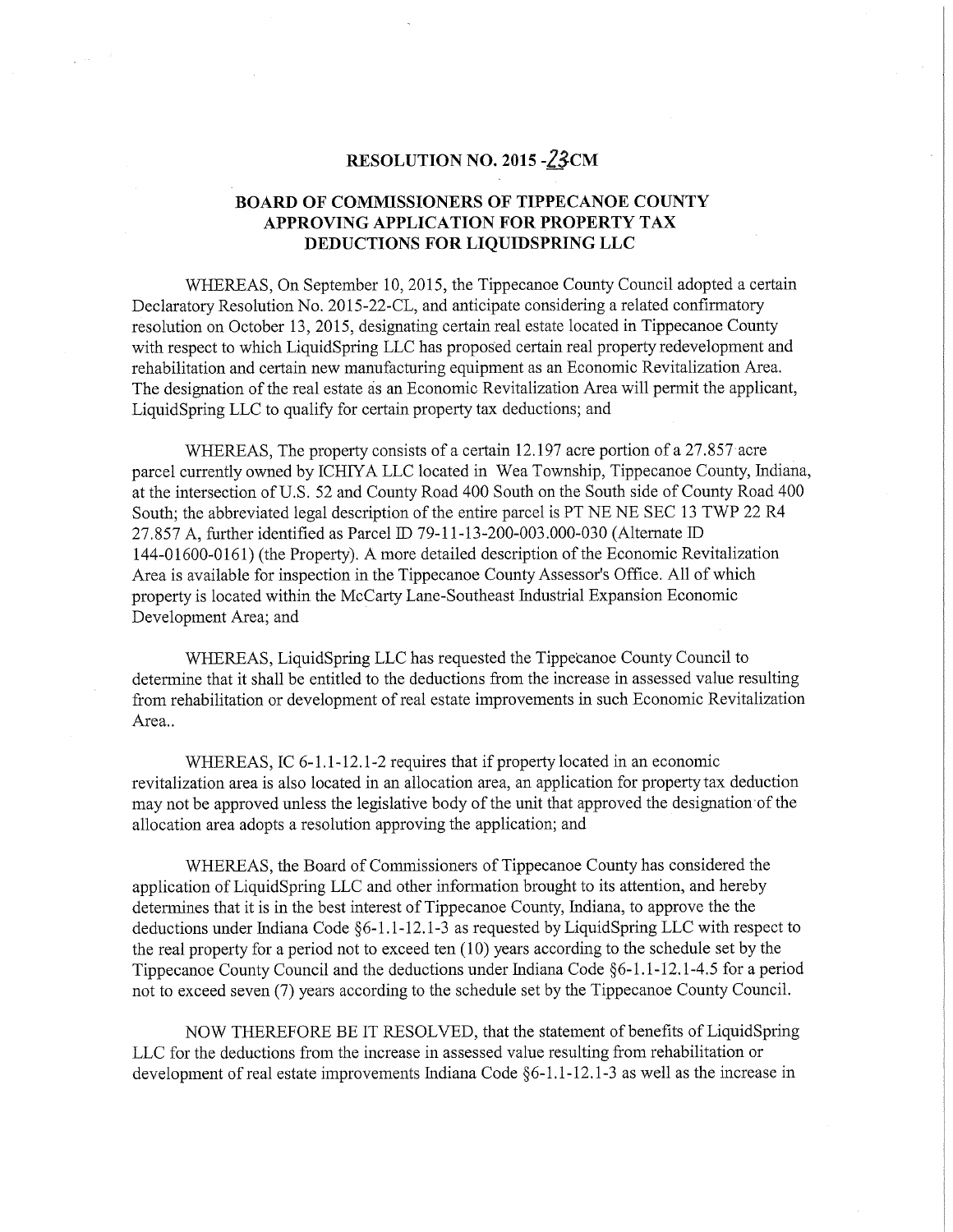# RESOLUTION NO. 2015 -23CM

## BOARD OF COMMISSIONERS OF TIPPECANOE COUNTY APPROVING APPLICATION FOR PROPERTY TAX DEDUCTIONS FOR LIQUIDSPRING LLC

WHEREAS, On September 10, 2015, the Tippecanoe County Council adopted a certain Declaratory Resolution No. 2015-22-CL, and anticipate considering a related confirmatory resolution on October 13, 2015, designating certain real estate located in Tippecanoe County with respect to which LiquidSpring LLC has proposed certain real property redevelopment and rehabilitation and certain new manufacturing equipment as an Economic Revitalization Area. The designation of the real estate as an Economic Revitalization Area will permit the applicant, LiquidSpring LLC to qualify for certain property tax deductions; and

WHEREAS, The property consists of a certain 12.197 acre portion of a 27.857 acre parcel currently owned by ICHIYA LLC located in Wea Township, Tippecanoe County, Indiana, at the intersection of U.S. 52 and County Road 400 South on the South side of County Road 400 South; the abbreviated legal description of the entire parcel is PT NE NE SEC 13 TWP 22 R4 27.857 A, further identified as Parcel ID 79-11-13-200-003.000-030 (Alternate ID 144-01600-0161) (the Property). A more detailed description of the Economic Revitalization Area is available for inspection in the Tippecanoe County Assessor's Office. All of which property is located within the McCarty Lane-Southeast Industrial Expansion Economic Development Area; and

WHEREAS, LiquidSpring LLC has requested the Tippecanoe County Council to determine that it shall be entitled to the deductions from the increase in assessed value resulting from rehabilitation or development of real estate improvements in such Economic Revitalization Area..

WHEREAS, IC 6-1.1-12.1-2 requires that if property located in an economic revitalization area is also located in an allocation area, an application for property tax deduction may not be approved unless the legislative body of the unit that approved the designation of the allocation area adopts a resolution approving the application; and

WHEREAS, the Board of Commissioners of Tippecanoe County has considered the application of LiquidSpring LLC and other information brought to its attention, and hereby determines that it is in the best interest of Tippecanoe County, Indiana, to approve the the deductions under Indiana Code §6-1.1-12.1-3 as requested by LiquidSpring LLC with respect to the real property for a period not to exceed ten (10) years according to the schedule set by the Tippecanoe County Council and the deductions under Indiana Code §6-1.1-12.1-4.5 for a period not to exceed seven (7) years according to the schedule set by the Tippecanoe County Council.

NOW THEREFORE BE IT RESOLVED, that the statement of benefits of LiquidSpring LLC for the deductions from the increase in assessed value resulting from rehabilitation or development of real estate improvements Indiana Code §6-1.1-12.1-3 as well as the increase in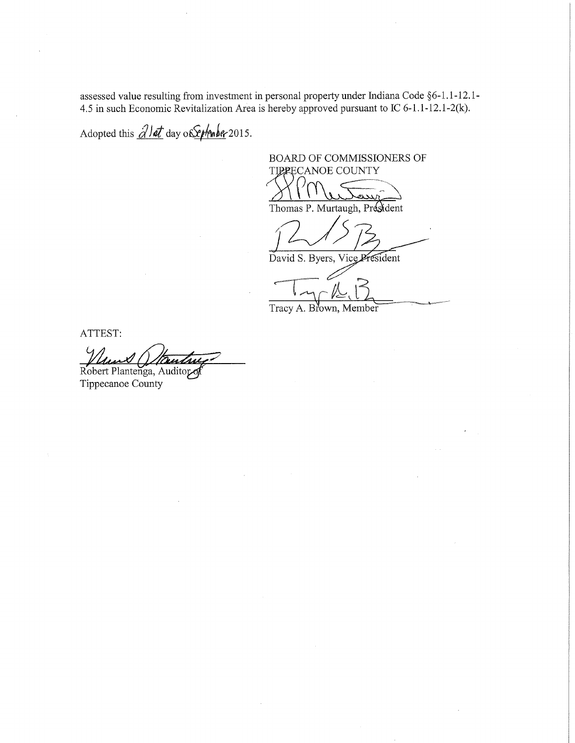assessed value resulting from investment in personal property under Indiana Code §6-1.1-12.1-4.5 in such Economic Revitalization Area is hereby approved pursuant to IC 6-1.1-12.1-2(k).

Adopted this 21st day of September 2015.

BOARD OF COMMISSIONERS OF TIPPECANOE COUNTY

Thomas P. Murtaugh, President

David S. Byers, Vice President

Tracy A. Brown, Member

ATTEST:

Robert Plantenga, Auditor of Tippecanoe County